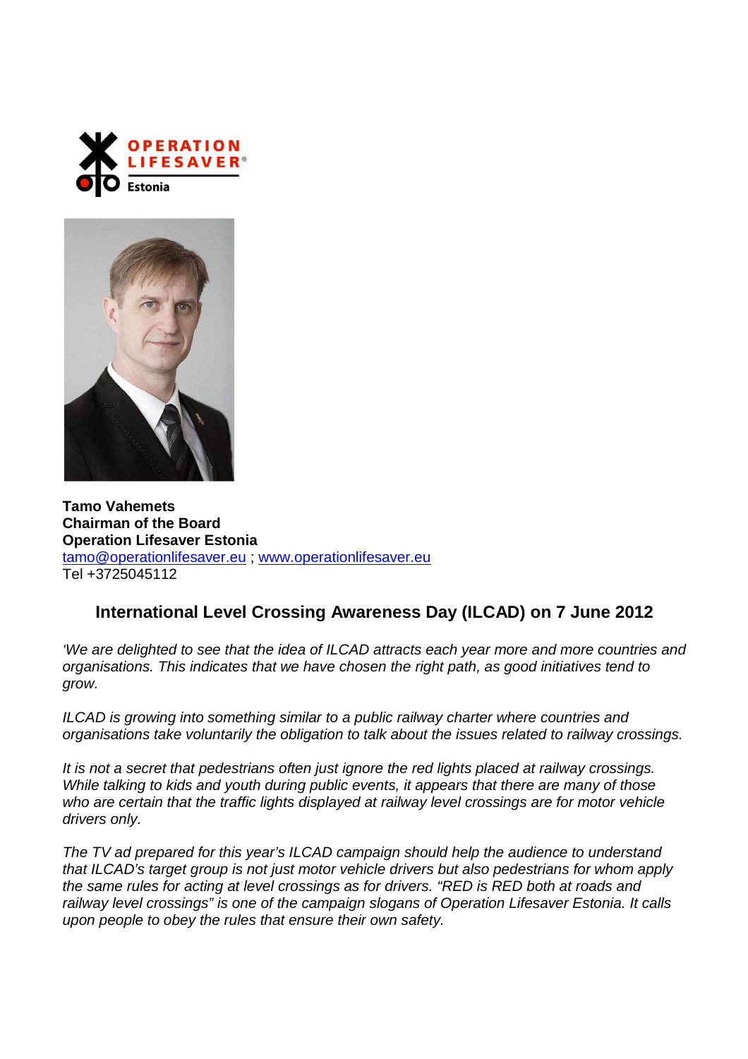**Tamo Vahemets**
**Chairman of the Board**
**Operation Lifesaver Estonia**
tamo@operationlifesaver.eu ; www.operationlifesaver.eu
Tel +3725045112

## International Level Crossing Awareness Day (ILCAD) on 7 June 2012

*'We are delighted to see that the idea of ILCAD attracts each year more and more countries and organisations. This indicates that we have chosen the right path, as good initiatives tend to grow.*

*ILCAD is growing into something similar to a public railway charter where countries and organisations take voluntarily the obligation to talk about the issues related to railway crossings.*

*It is not a secret that pedestrians often just ignore the red lights placed at railway crossings. While talking to kids and youth during public events, it appears that there are many of those who are certain that the traffic lights displayed at railway level crossings are for motor vehicle drivers only.*

*The TV ad prepared for this year's ILCAD campaign should help the audience to understand that ILCAD's target group is not just motor vehicle drivers but also pedestrians for whom apply the same rules for acting at level crossings as for drivers. "RED is RED both at roads and railway level crossings" is one of the campaign slogans of Operation Lifesaver Estonia. It calls upon people to obey the rules that ensure their own safety.*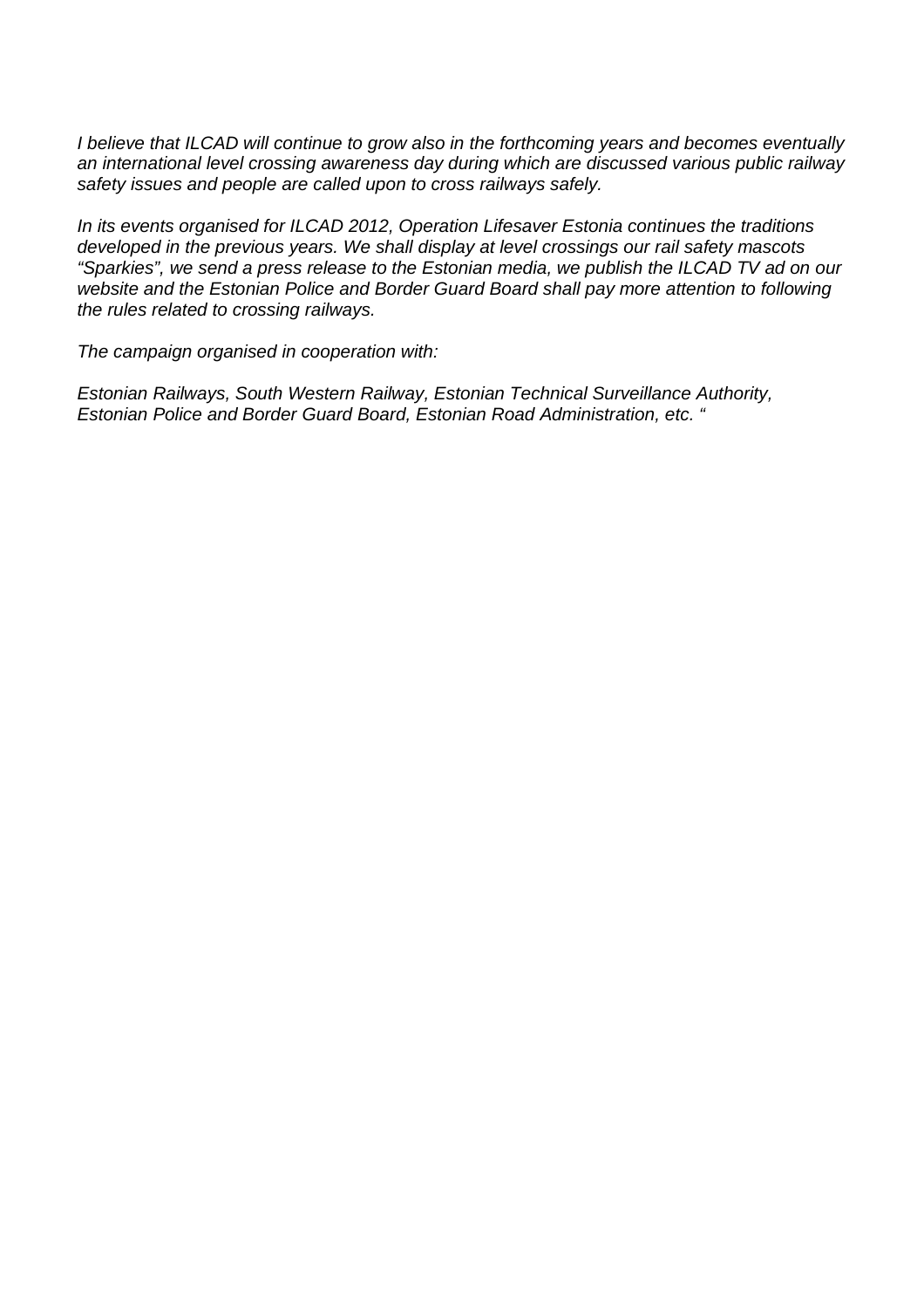*I believe that ILCAD will continue to grow also in the forthcoming years and becomes eventually an international level crossing awareness day during which are discussed various public railway safety issues and people are called upon to cross railways safely.*

*In its events organised for ILCAD 2012, Operation Lifesaver Estonia continues the traditions developed in the previous years. We shall display at level crossings our rail safety mascots "Sparkies", we send a press release to the Estonian media, we publish the ILCAD TV ad on our website and the Estonian Police and Border Guard Board shall pay more attention to following the rules related to crossing railways.*

*The campaign organised in cooperation with:*

*Estonian Railways, South Western Railway, Estonian Technical Surveillance Authority, Estonian Police and Border Guard Board, Estonian Road Administration, etc. "*